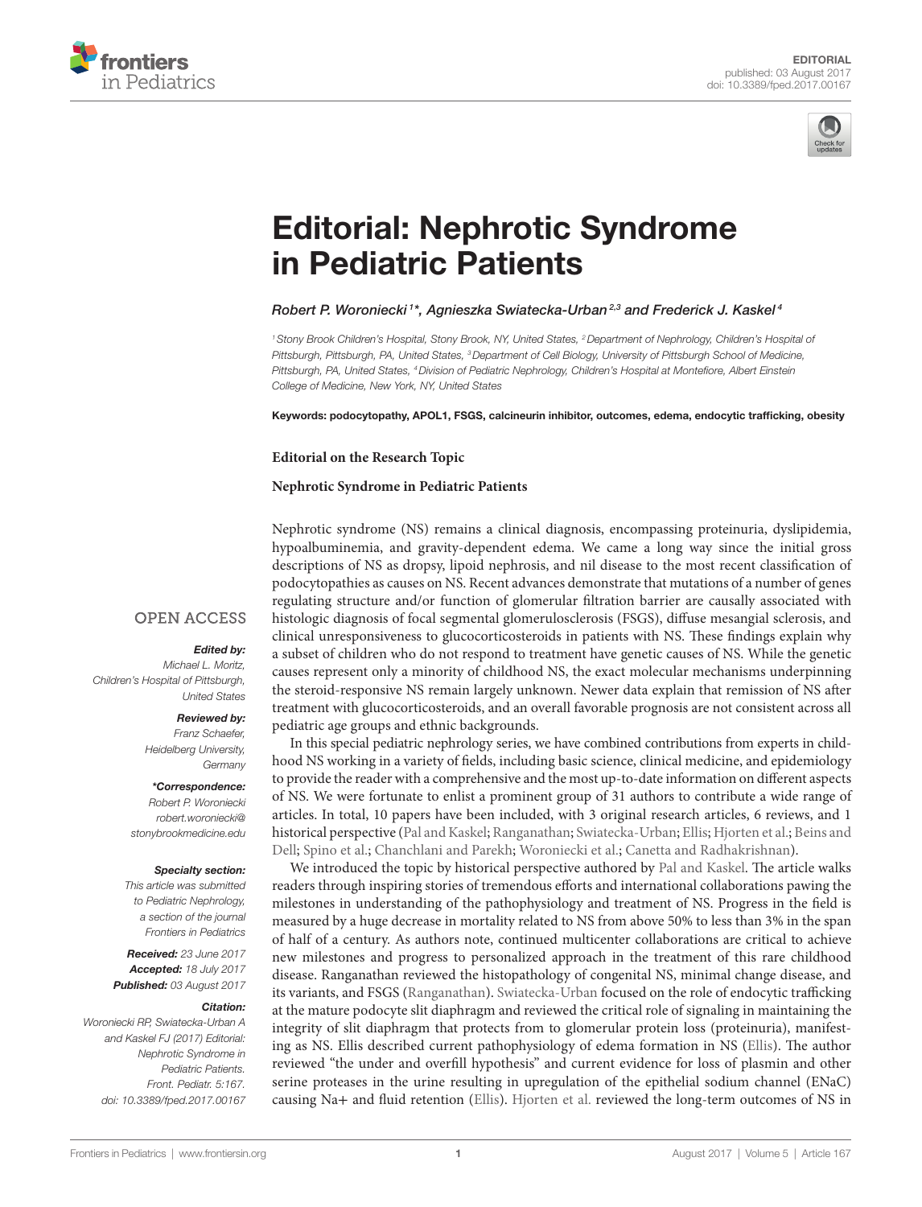EDITORIAL
published: 03 August 2017
doi: 10.3389/fped.2017.00167

# Editorial: Nephrotic Syndrome in Pediatric Patients

*Robert P. Woroniecki[1]\*, Agnieszka Swiatecka-Urban[2,3] and Frederick J. Kaskel[4]*

[1] Stony Brook Children's Hospital, Stony Brook, NY, United States, [2] Department of Nephrology, Children's Hospital of Pittsburgh, Pittsburgh, PA, United States, [3] Department of Cell Biology, University of Pittsburgh School of Medicine, Pittsburgh, PA, United States, [4] Division of Pediatric Nephrology, Children's Hospital at Montefiore, Albert Einstein College of Medicine, New York, NY, United States

**Keywords: podocytopathy, APOL1, FSGS, calcineurin inhibitor, outcomes, edema, endocytic trafficking, obesity**

OPEN ACCESS

***Edited by:***
Michael L. Moritz,
Children's Hospital of Pittsburgh,
United States

***Reviewed by:***
Franz Schaefer,
Heidelberg University,
Germany

***\*Correspondence:***
Robert P. Woroniecki
robert.woroniecki@stonybrookmedicine.edu

***Specialty section:***
This article was submitted to Pediatric Nephrology, a section of the journal Frontiers in Pediatrics

***Received:*** 23 June 2017
***Accepted:*** 18 July 2017
***Published:*** 03 August 2017

***Citation:***
Woroniecki RP, Swiatecka-Urban A and Kaskel FJ (2017) Editorial: Nephrotic Syndrome in Pediatric Patients. Front. Pediatr. 5:167. doi: 10.3389/fped.2017.00167

**Editorial on the Research Topic**

**Nephrotic Syndrome in Pediatric Patients**

Nephrotic syndrome (NS) remains a clinical diagnosis, encompassing proteinuria, dyslipidemia, hypoalbuminemia, and gravity-dependent edema. We came a long way since the initial gross descriptions of NS as dropsy, lipoid nephrosis, and nil disease to the most recent classification of podocytopathies as causes on NS. Recent advances demonstrate that mutations of a number of genes regulating structure and/or function of glomerular filtration barrier are causally associated with histologic diagnosis of focal segmental glomerulosclerosis (FSGS), diffuse mesangial sclerosis, and clinical unresponsiveness to glucocorticosteroids in patients with NS. These findings explain why a subset of children who do not respond to treatment have genetic causes of NS. While the genetic causes represent only a minority of childhood NS, the exact molecular mechanisms underpinning the steroid-responsive NS remain largely unknown. Newer data explain that remission of NS after treatment with glucocorticosteroids, and an overall favorable prognosis are not consistent across all pediatric age groups and ethnic backgrounds.

In this special pediatric nephrology series, we have combined contributions from experts in childhood NS working in a variety of fields, including basic science, clinical medicine, and epidemiology to provide the reader with a comprehensive and the most up-to-date information on different aspects of NS. We were fortunate to enlist a prominent group of 31 authors to contribute a wide range of articles. In total, 10 papers have been included, with 3 original research articles, 6 reviews, and 1 historical perspective (Pal and Kaskel; Ranganathan; Swiatecka-Urban; Ellis; Hjorten et al.; Beins and Dell; Spino et al.; Chanchlani and Parekh; Woroniecki et al.; Canetta and Radhakrishnan).

We introduced the topic by historical perspective authored by Pal and Kaskel. The article walks readers through inspiring stories of tremendous efforts and international collaborations pawing the milestones in understanding of the pathophysiology and treatment of NS. Progress in the field is measured by a huge decrease in mortality related to NS from above 50% to less than 3% in the span of half of a century. As authors note, continued multicenter collaborations are critical to achieve new milestones and progress to personalized approach in the treatment of this rare childhood disease. Ranganathan reviewed the histopathology of congenital NS, minimal change disease, and its variants, and FSGS (Ranganathan). Swiatecka-Urban focused on the role of endocytic trafficking at the mature podocyte slit diaphragm and reviewed the critical role of signaling in maintaining the integrity of slit diaphragm that protects from to glomerular protein loss (proteinuria), manifesting as NS. Ellis described current pathophysiology of edema formation in NS (Ellis). The author reviewed "the under and overfill hypothesis" and current evidence for loss of plasmin and other serine proteases in the urine resulting in upregulation of the epithelial sodium channel (ENaC) causing $Na^+$ and fluid retention (Ellis). Hjorten et al. reviewed the long-term outcomes of NS in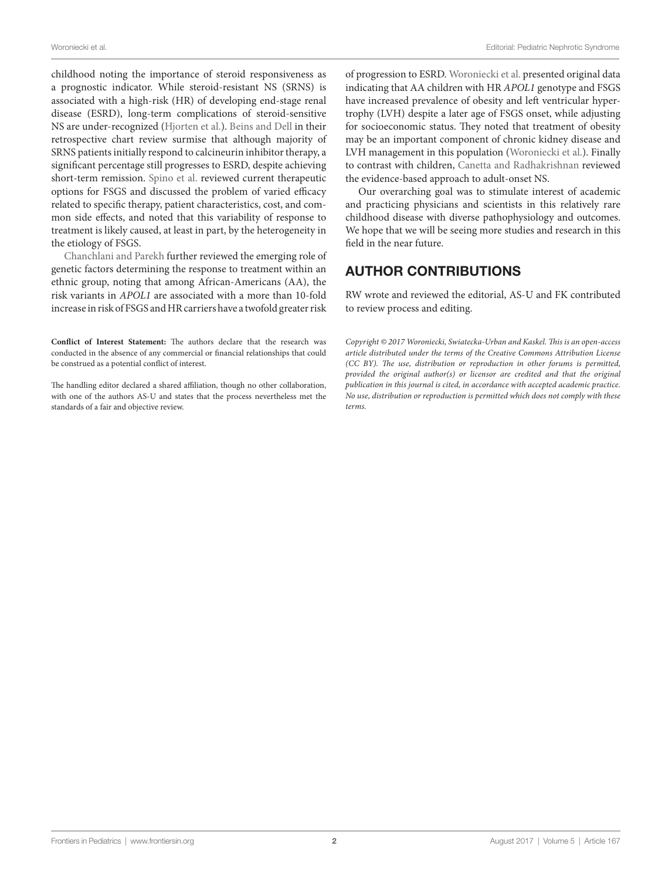childhood noting the importance of steroid responsiveness as a prognostic indicator. While steroid-resistant NS (SRNS) is associated with a high-risk (HR) of developing end-stage renal disease (ESRD), long-term complications of steroid-sensitive NS are under-recognized (Hjorten et al.). Beins and Dell in their retrospective chart review surmise that although majority of SRNS patients initially respond to calcineurin inhibitor therapy, a significant percentage still progresses to ESRD, despite achieving short-term remission. Spino et al. reviewed current therapeutic options for FSGS and discussed the problem of varied efficacy related to specific therapy, patient characteristics, cost, and common side effects, and noted that this variability of response to treatment is likely caused, at least in part, by the heterogeneity in the etiology of FSGS.

Chanchlani and Parekh further reviewed the emerging role of genetic factors determining the response to treatment within an ethnic group, noting that among African-Americans (AA), the risk variants in *APOL1* are associated with a more than 10-fold increase in risk of FSGS and HR carriers have a twofold greater risk of progression to ESRD. Woroniecki et al. presented original data indicating that AA children with HR *APOL1* genotype and FSGS have increased prevalence of obesity and left ventricular hypertrophy (LVH) despite a later age of FSGS onset, while adjusting for socioeconomic status. They noted that treatment of obesity may be an important component of chronic kidney disease and LVH management in this population (Woroniecki et al.). Finally to contrast with children, Canetta and Radhakrishnan reviewed the evidence-based approach to adult-onset NS.

Our overarching goal was to stimulate interest of academic and practicing physicians and scientists in this relatively rare childhood disease with diverse pathophysiology and outcomes. We hope that we will be seeing more studies and research in this field in the near future.

## AUTHOR CONTRIBUTIONS

RW wrote and reviewed the editorial, AS-U and FK contributed to review process and editing.

**Conflict of Interest Statement:** The authors declare that the research was conducted in the absence of any commercial or financial relationships that could be construed as a potential conflict of interest.

The handling editor declared a shared affiliation, though no other collaboration, with one of the authors AS-U and states that the process nevertheless met the standards of a fair and objective review.

*Copyright © 2017 Woroniecki, Swiatecka-Urban and Kaskel. This is an open-access article distributed under the terms of the Creative Commons Attribution License (CC BY). The use, distribution or reproduction in other forums is permitted, provided the original author(s) or licensor are credited and that the original publication in this journal is cited, in accordance with accepted academic practice. No use, distribution or reproduction is permitted which does not comply with these terms.*